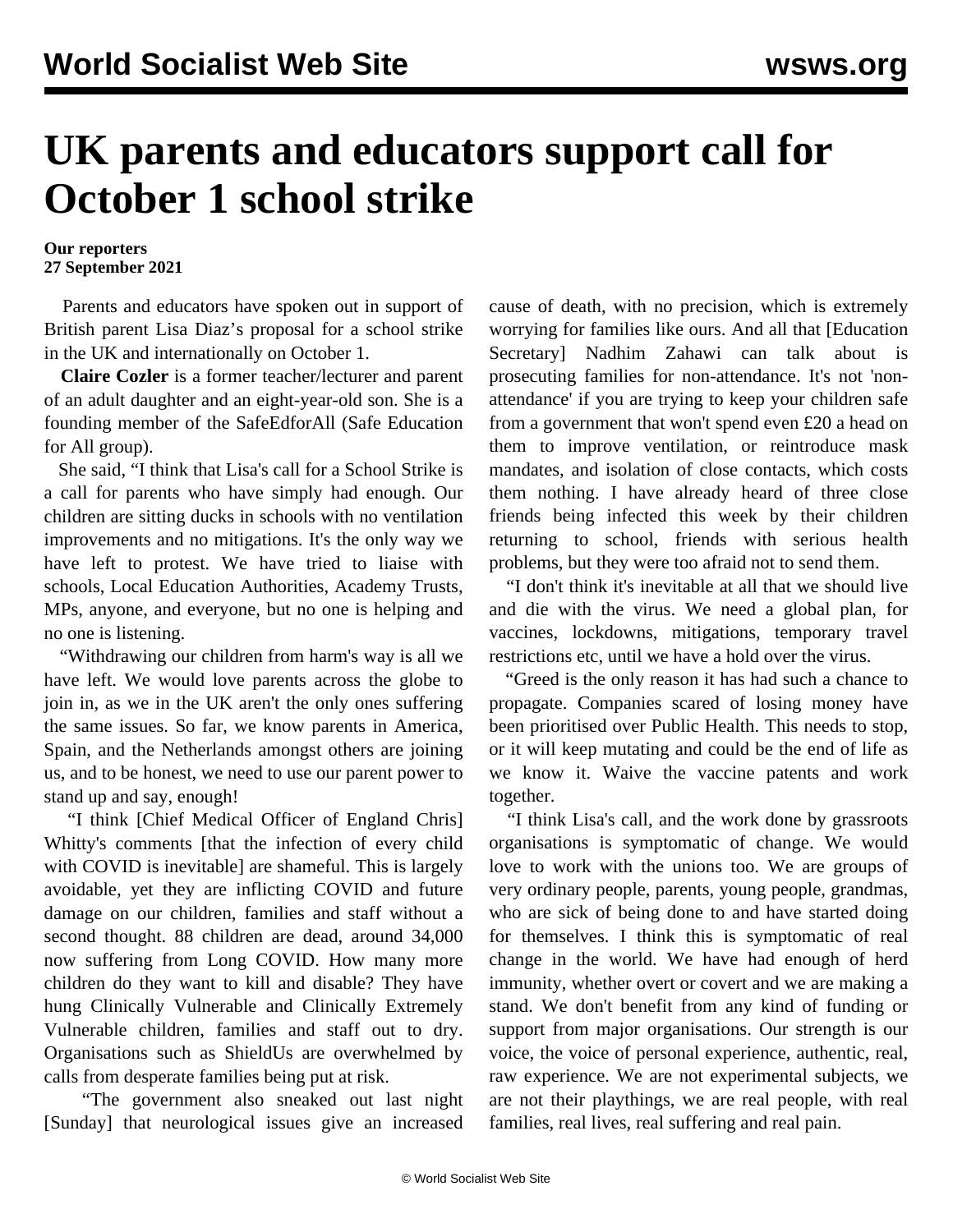# UK parents and educators support call for October 1 school strike

**Our reporters**
**27 September 2021**

Parents and educators have spoken out in support of British parent Lisa Diaz's proposal for a school strike in the UK and internationally on October 1.

**Claire Cozler** is a former teacher/lecturer and parent of an adult daughter and an eight-year-old son. She is a founding member of the SafeEdforAll (Safe Education for All group).

She said, "I think that Lisa's call for a School Strike is a call for parents who have simply had enough. Our children are sitting ducks in schools with no ventilation improvements and no mitigations. It's the only way we have left to protest. We have tried to liaise with schools, Local Education Authorities, Academy Trusts, MPs, anyone, and everyone, but no one is helping and no one is listening.

"Withdrawing our children from harm's way is all we have left. We would love parents across the globe to join in, as we in the UK aren't the only ones suffering the same issues. So far, we know parents in America, Spain, and the Netherlands amongst others are joining us, and to be honest, we need to use our parent power to stand up and say, enough!

"I think [Chief Medical Officer of England Chris] Whitty's comments [that the infection of every child with COVID is inevitable] are shameful. This is largely avoidable, yet they are inflicting COVID and future damage on our children, families and staff without a second thought. 88 children are dead, around 34,000 now suffering from Long COVID. How many more children do they want to kill and disable? They have hung Clinically Vulnerable and Clinically Extremely Vulnerable children, families and staff out to dry. Organisations such as ShieldUs are overwhelmed by calls from desperate families being put at risk.

"The government also sneaked out last night [Sunday] that neurological issues give an increased cause of death, with no precision, which is extremely worrying for families like ours. And all that [Education Secretary] Nadhim Zahawi can talk about is prosecuting families for non-attendance. It's not 'non-attendance' if you are trying to keep your children safe from a government that won't spend even £20 a head on them to improve ventilation, or reintroduce mask mandates, and isolation of close contacts, which costs them nothing. I have already heard of three close friends being infected this week by their children returning to school, friends with serious health problems, but they were too afraid not to send them.

"I don't think it's inevitable at all that we should live and die with the virus. We need a global plan, for vaccines, lockdowns, mitigations, temporary travel restrictions etc, until we have a hold over the virus.

"Greed is the only reason it has had such a chance to propagate. Companies scared of losing money have been prioritised over Public Health. This needs to stop, or it will keep mutating and could be the end of life as we know it. Waive the vaccine patents and work together.

"I think Lisa's call, and the work done by grassroots organisations is symptomatic of change. We would love to work with the unions too. We are groups of very ordinary people, parents, young people, grandmas, who are sick of being done to and have started doing for themselves. I think this is symptomatic of real change in the world. We have had enough of herd immunity, whether overt or covert and we are making a stand. We don't benefit from any kind of funding or support from major organisations. Our strength is our voice, the voice of personal experience, authentic, real, raw experience. We are not experimental subjects, we are not their playthings, we are real people, with real families, real lives, real suffering and real pain.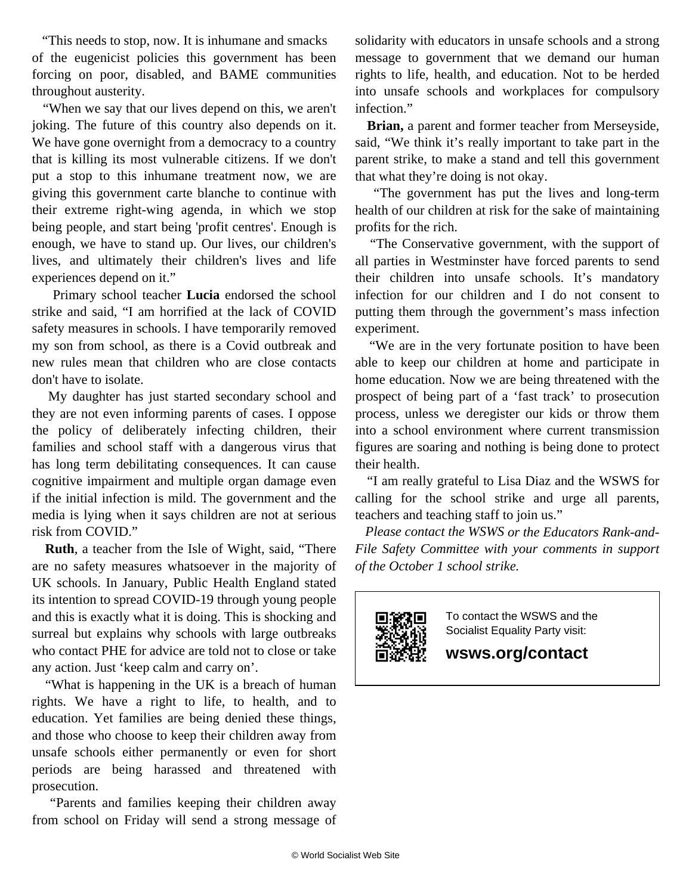"This needs to stop, now. It is inhumane and smacks of the eugenicist policies this government has been forcing on poor, disabled, and BAME communities throughout austerity.

"When we say that our lives depend on this, we aren't joking. The future of this country also depends on it. We have gone overnight from a democracy to a country that is killing its most vulnerable citizens. If we don't put a stop to this inhumane treatment now, we are giving this government carte blanche to continue with their extreme right-wing agenda, in which we stop being people, and start being 'profit centres'. Enough is enough, we have to stand up. Our lives, our children's lives, and ultimately their children's lives and life experiences depend on it."

Primary school teacher **Lucia** endorsed the school strike and said, "I am horrified at the lack of COVID safety measures in schools. I have temporarily removed my son from school, as there is a Covid outbreak and new rules mean that children who are close contacts don't have to isolate.

My daughter has just started secondary school and they are not even informing parents of cases. I oppose the policy of deliberately infecting children, their families and school staff with a dangerous virus that has long term debilitating consequences. It can cause cognitive impairment and multiple organ damage even if the initial infection is mild. The government and the media is lying when it says children are not at serious risk from COVID."

**Ruth**, a teacher from the Isle of Wight, said, "There are no safety measures whatsoever in the majority of UK schools. In January, Public Health England stated its intention to spread COVID-19 through young people and this is exactly what it is doing. This is shocking and surreal but explains why schools with large outbreaks who contact PHE for advice are told not to close or take any action. Just 'keep calm and carry on'.

"What is happening in the UK is a breach of human rights. We have a right to life, to health, and to education. Yet families are being denied these things, and those who choose to keep their children away from unsafe schools either permanently or even for short periods are being harassed and threatened with prosecution.

"Parents and families keeping their children away from school on Friday will send a strong message of solidarity with educators in unsafe schools and a strong message to government that we demand our human rights to life, health, and education. Not to be herded into unsafe schools and workplaces for compulsory infection."

**Brian,** a parent and former teacher from Merseyside, said, "We think it's really important to take part in the parent strike, to make a stand and tell this government that what they're doing is not okay.

"The government has put the lives and long-term health of our children at risk for the sake of maintaining profits for the rich.

"The Conservative government, with the support of all parties in Westminster have forced parents to send their children into unsafe schools. It's mandatory infection for our children and I do not consent to putting them through the government's mass infection experiment.

"We are in the very fortunate position to have been able to keep our children at home and participate in home education. Now we are being threatened with the prospect of being part of a 'fast track' to prosecution process, unless we deregister our kids or throw them into a school environment where current transmission figures are soaring and nothing is being done to protect their health.

"I am really grateful to Lisa Diaz and the WSWS for calling for the school strike and urge all parents, teachers and teaching staff to join us."

*Please contact the WSWS or the Educators Rank-and-File Safety Committee with your comments in support of the October 1 school strike.*

To contact the WSWS and the Socialist Equality Party visit:

**wsws.org/contact**